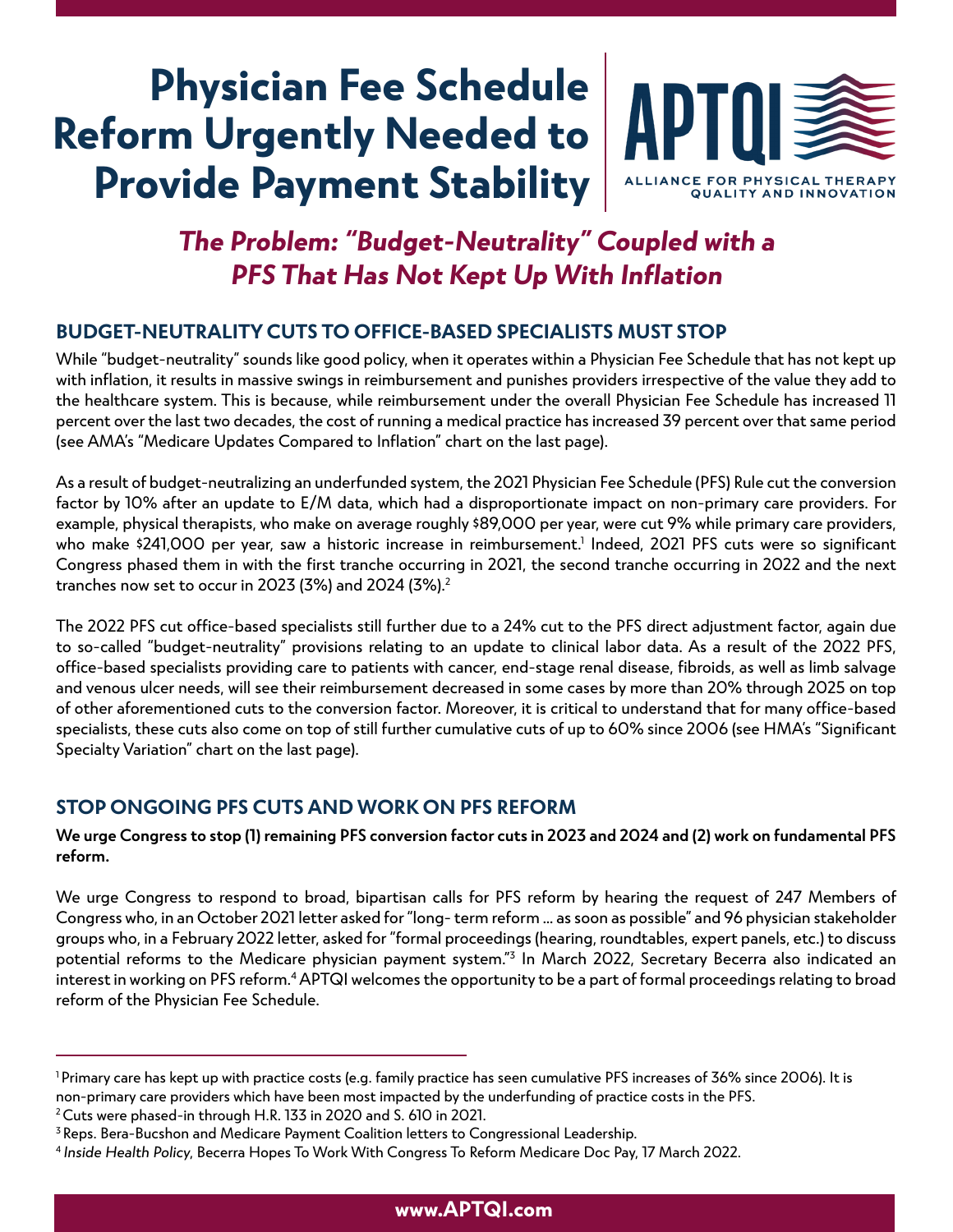# Physician Fee Schedule Reform Urgently Needed to Provide Payment Stability

APTQI
ALLIANCE FOR PHYSICAL THERAPY QUALITY AND INNOVATION

## *The Problem: "Budget-Neutrality" Coupled with a PFS That Has Not Kept Up With Inflation*

### BUDGET-NEUTRALITY CUTS TO OFFICE-BASED SPECIALISTS MUST STOP

While "budget-neutrality" sounds like good policy, when it operates within a Physician Fee Schedule that has not kept up with inflation, it results in massive swings in reimbursement and punishes providers irrespective of the value they add to the healthcare system. This is because, while reimbursement under the overall Physician Fee Schedule has increased 11 percent over the last two decades, the cost of running a medical practice has increased 39 percent over that same period (see AMA's "Medicare Updates Compared to Inflation" chart on the last page).

As a result of budget-neutralizing an underfunded system, the 2021 Physician Fee Schedule (PFS) Rule cut the conversion factor by 10% after an update to E/M data, which had a disproportionate impact on non-primary care providers. For example, physical therapists, who make on average roughly $89,000 per year, were cut 9% while primary care providers, who make $241,000 per year, saw a historic increase in reimbursement.[1] Indeed, 2021 PFS cuts were so significant Congress phased them in with the first tranche occurring in 2021, the second tranche occurring in 2022 and the next tranches now set to occur in 2023 (3%) and 2024 (3%).[2]

The 2022 PFS cut office-based specialists still further due to a 24% cut to the PFS direct adjustment factor, again due to so-called "budget-neutrality" provisions relating to an update to clinical labor data. As a result of the 2022 PFS, office-based specialists providing care to patients with cancer, end-stage renal disease, fibroids, as well as limb salvage and venous ulcer needs, will see their reimbursement decreased in some cases by more than 20% through 2025 on top of other aforementioned cuts to the conversion factor. Moreover, it is critical to understand that for many office-based specialists, these cuts also come on top of still further cumulative cuts of up to 60% since 2006 (see HMA's "Significant Specialty Variation" chart on the last page).

### STOP ONGOING PFS CUTS AND WORK ON PFS REFORM

**We urge Congress to stop (1) remaining PFS conversion factor cuts in 2023 and 2024 and (2) work on fundamental PFS reform.**

We urge Congress to respond to broad, bipartisan calls for PFS reform by hearing the request of 247 Members of Congress who, in an October 2021 letter asked for "long- term reform ... as soon as possible" and 96 physician stakeholder groups who, in a February 2022 letter, asked for "formal proceedings (hearing, roundtables, expert panels, etc.) to discuss potential reforms to the Medicare physician payment system."[3] In March 2022, Secretary Becerra also indicated an interest in working on PFS reform.[4] APTQI welcomes the opportunity to be a part of formal proceedings relating to broad reform of the Physician Fee Schedule.

---

[1] Primary care has kept up with practice costs (e.g. family practice has seen cumulative PFS increases of 36% since 2006). It is non-primary care providers which have been most impacted by the underfunding of practice costs in the PFS.

[2] Cuts were phased-in through H.R. 133 in 2020 and S. 610 in 2021.

[3] Reps. Bera-Bucshon and Medicare Payment Coalition letters to Congressional Leadership.

[4] *Inside Health Policy*, Becerra Hopes To Work With Congress To Reform Medicare Doc Pay, 17 March 2022.

**www.APTQI.com**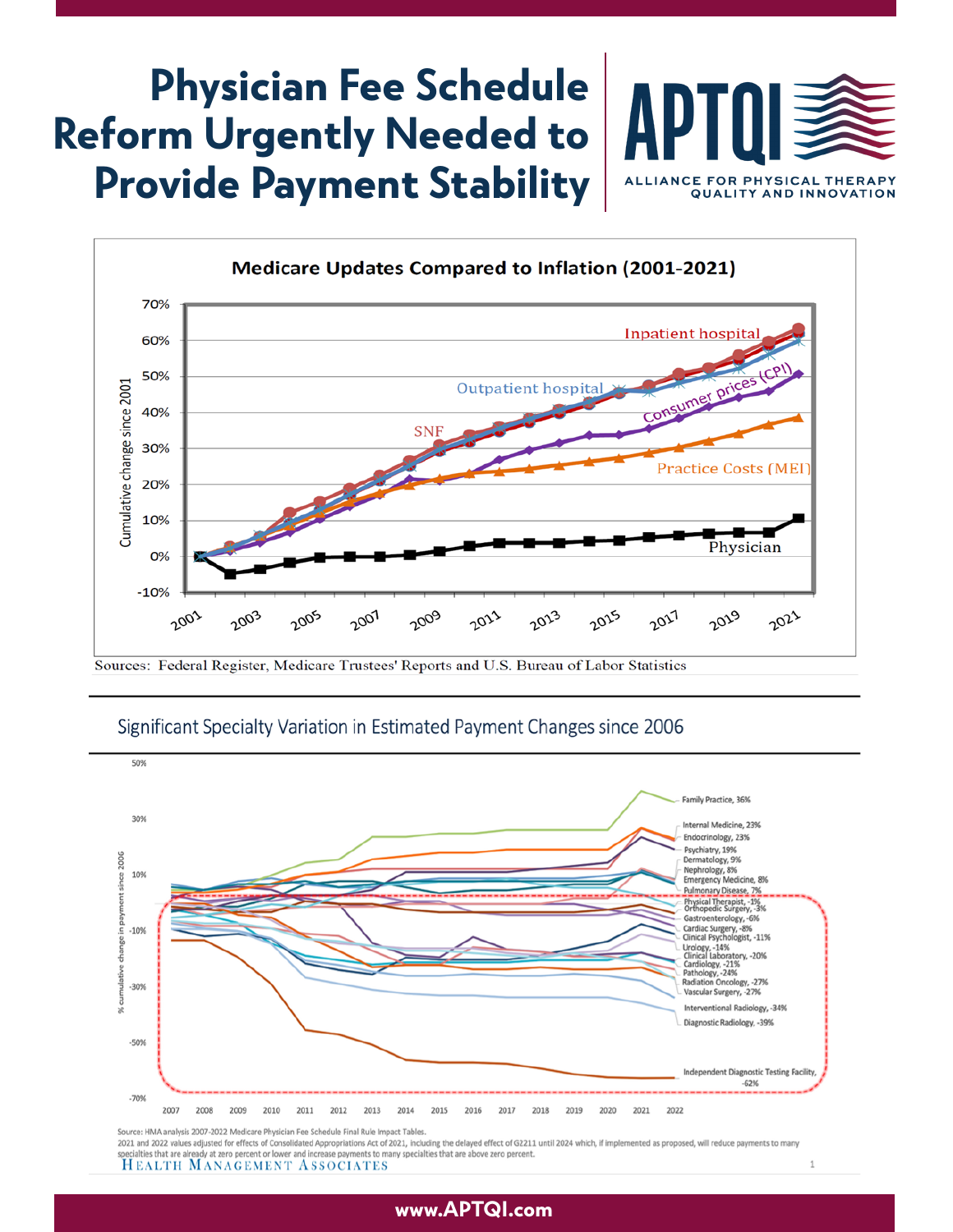# Physician Fee Schedule Reform Urgently Needed to Provide Payment Stability

APTQI
ALLIANCE FOR PHYSICAL THERAPY QUALITY AND INNOVATION

**Medicare Updates Compared to Inflation (2001-2021)**

Cumulative change since 2001

70%
60%
50%
40%
30%
20%
10%
0%
-10%

2001 2003 2005 2007 2009 2011 2013 2015 2017 2019 2021

Inpatient hospital
Outpatient hospital
Consumer prices (CPI)
SNF
Practice Costs (MEI)
Physician

Sources: Federal Register, Medicare Trustees' Reports and U.S. Bureau of Labor Statistics

## Significant Specialty Variation in Estimated Payment Changes since 2006

% cumulative change in payment since 2006

50%
30%
10%
-10%
-30%
-50%
-70%

2007 2008 2009 2010 2011 2012 2013 2014 2015 2016 2017 2018 2019 2020 2021 2022

Family Practice, 36%
Internal Medicine, 23%
Endocrinology, 23%
Psychiatry, 19%
Dermatology, 9%
Nephrology, 8%
Emergency Medicine, 8%
Pulmonary Disease, 7%
Physical Therapist, -1%
Orthopedic Surgery, -3%
Gastroenterology, -6%
Cardiac Surgery, -8%
Clinical Psychologist, -11%
Urology, -14%
Clinical Laboratory, -20%
Cardiology, -21%
Pathology, -24%
Radiation Oncology, -27%
Vascular Surgery, -27%
Interventional Radiology, -34%
Diagnostic Radiology, -39%
Independent Diagnostic Testing Facility, -62%

Source: HMA analysis 2007-2022 Medicare Physician Fee Schedule Final Rule Impact Tables.
2021 and 2022 values adjusted for effects of Consolidated Appropriations Act of 2021, including the delayed effect of G2211 until 2024 which, if implemented as proposed, will reduce payments to many specialties that are already at zero percent or lower and increase payments to many specialties that are above zero percent.

HEALTH MANAGEMENT ASSOCIATES

www.APTQI.com